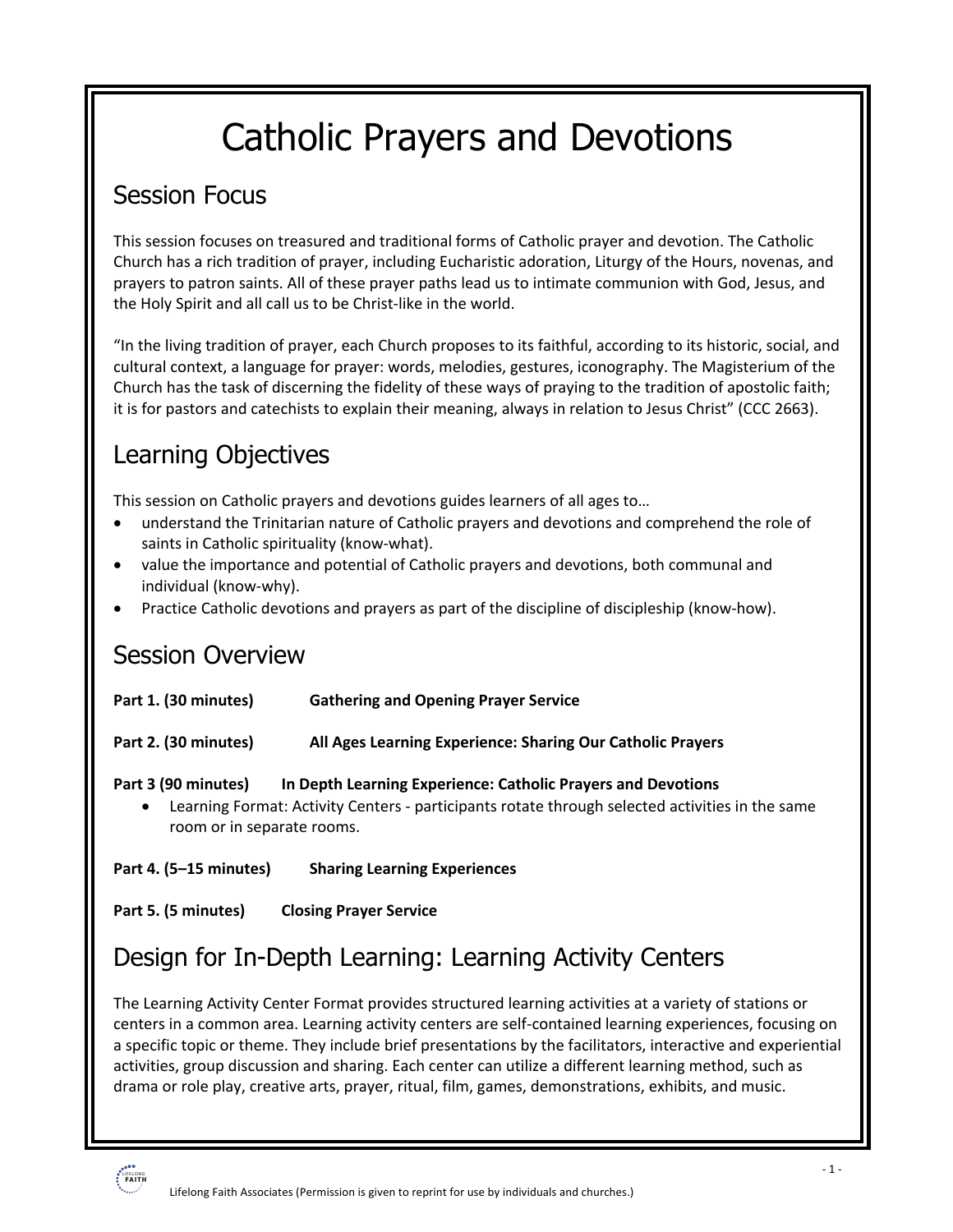# Catholic Prayers and Devotions

## Session Focus

This session focuses on treasured and traditional forms of Catholic prayer and devotion. The Catholic Church has a rich tradition of prayer, including Eucharistic adoration, Liturgy of the Hours, novenas, and prayers to patron saints. All of these prayer paths lead us to intimate communion with God, Jesus, and the Holy Spirit and all call us to be Christ-like in the world.

"In the living tradition of prayer, each Church proposes to its faithful, according to its historic, social, and cultural context, a language for prayer: words, melodies, gestures, iconography. The Magisterium of the Church has the task of discerning the fidelity of these ways of praying to the tradition of apostolic faith; it is for pastors and catechists to explain their meaning, always in relation to Jesus Christ" (CCC 2663).

## Learning Objectives

This session on Catholic prayers and devotions guides learners of all ages to…

- understand the Trinitarian nature of Catholic prayers and devotions and comprehend the role of saints in Catholic spirituality (know-what).
- value the importance and potential of Catholic prayers and devotions, both communal and individual (know-why).
- Practice Catholic devotions and prayers as part of the discipline of discipleship (know-how).

## Session Overview

**Part 1. (30 minutes) Gathering and Opening Prayer Service**

**Part 2. (30 minutes) All Ages Learning Experience: Sharing Our Catholic Prayers**

**Part 3 (90 minutes) In Depth Learning Experience: Catholic Prayers and Devotions**

- Learning Format: Activity Centers - participants rotate through selected activities in the same room or in separate rooms.

**Part 4. (5–15 minutes) Sharing Learning Experiences**

**Part 5. (5 minutes) Closing Prayer Service**

## Design for In-Depth Learning: Learning Activity Centers

The Learning Activity Center Format provides structured learning activities at a variety of stations or centers in a common area. Learning activity centers are self-contained learning experiences, focusing on a specific topic or theme. They include brief presentations by the facilitators, interactive and experiential activities, group discussion and sharing. Each center can utilize a different learning method, such as drama or role play, creative arts, prayer, ritual, film, games, demonstrations, exhibits, and music.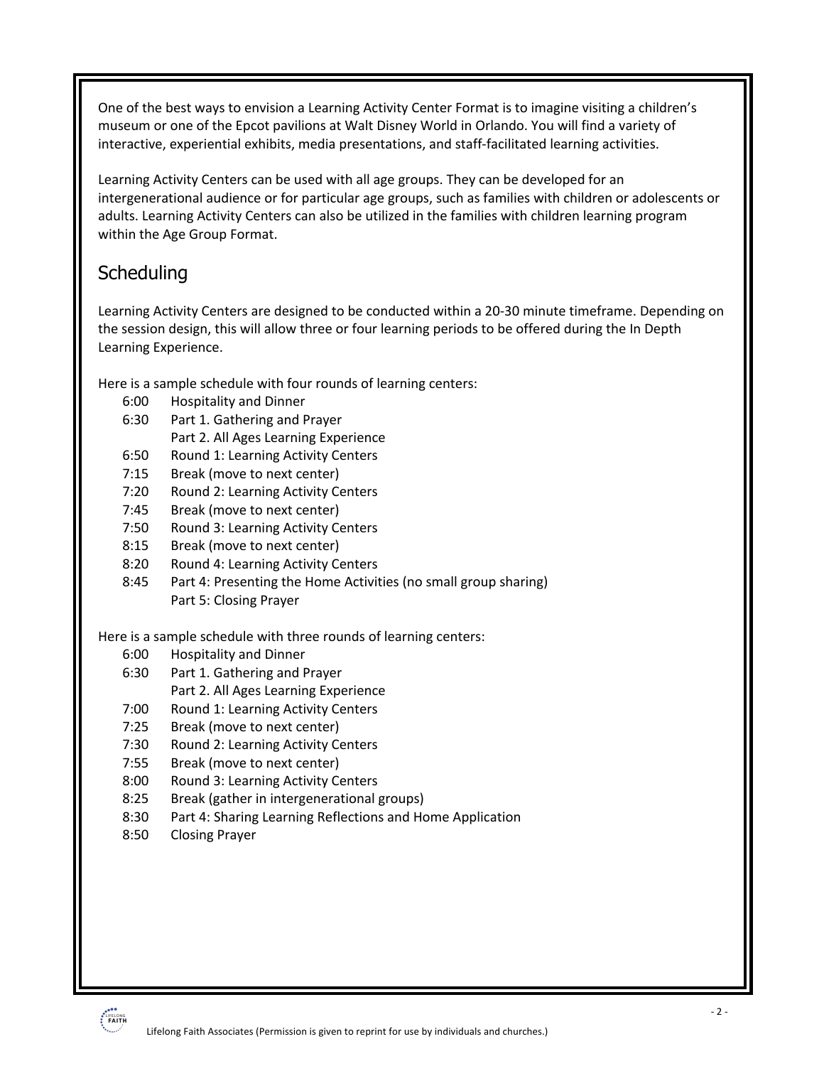One of the best ways to envision a Learning Activity Center Format is to imagine visiting a children's museum or one of the Epcot pavilions at Walt Disney World in Orlando. You will find a variety of interactive, experiential exhibits, media presentations, and staff-facilitated learning activities.

Learning Activity Centers can be used with all age groups. They can be developed for an intergenerational audience or for particular age groups, such as families with children or adolescents or adults. Learning Activity Centers can also be utilized in the families with children learning program within the Age Group Format.

## Scheduling

Learning Activity Centers are designed to be conducted within a 20-30 minute timeframe. Depending on the session design, this will allow three or four learning periods to be offered during the In Depth Learning Experience.

Here is a sample schedule with four rounds of learning centers:

- 6:00 Hospitality and Dinner
- 6:30 Part 1. Gathering and Prayer
  Part 2. All Ages Learning Experience
- 6:50 Round 1: Learning Activity Centers
- 7:15 Break (move to next center)
- 7:20 Round 2: Learning Activity Centers
- 7:45 Break (move to next center)
- 7:50 Round 3: Learning Activity Centers
- 8:15 Break (move to next center)
- 8:20 Round 4: Learning Activity Centers
- 8:45 Part 4: Presenting the Home Activities (no small group sharing)
  Part 5: Closing Prayer

Here is a sample schedule with three rounds of learning centers:

- 6:00 Hospitality and Dinner
- 6:30 Part 1. Gathering and Prayer
  Part 2. All Ages Learning Experience
- 7:00 Round 1: Learning Activity Centers
- 7:25 Break (move to next center)
- 7:30 Round 2: Learning Activity Centers
- 7:55 Break (move to next center)
- 8:00 Round 3: Learning Activity Centers
- 8:25 Break (gather in intergenerational groups)
- 8:30 Part 4: Sharing Learning Reflections and Home Application
- 8:50 Closing Prayer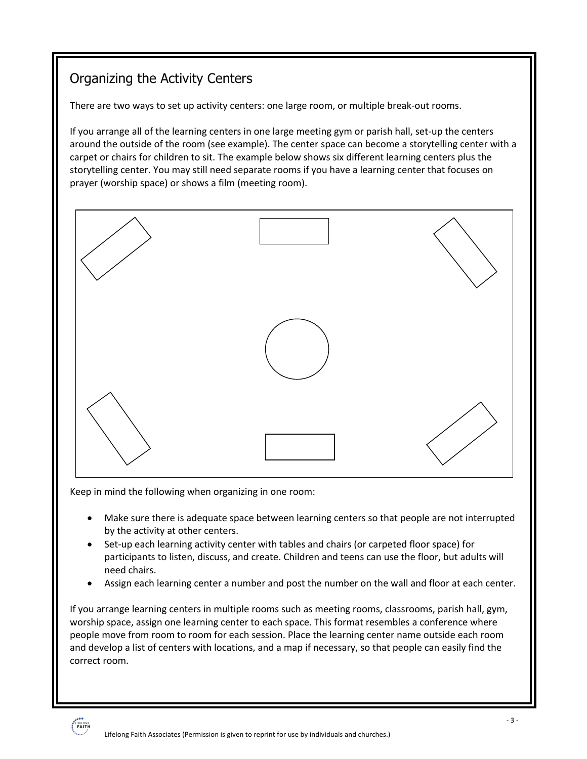## Organizing the Activity Centers

There are two ways to set up activity centers: one large room, or multiple break-out rooms.

If you arrange all of the learning centers in one large meeting gym or parish hall, set-up the centers around the outside of the room (see example). The center space can become a storytelling center with a carpet or chairs for children to sit. The example below shows six different learning centers plus the storytelling center. You may still need separate rooms if you have a learning center that focuses on prayer (worship space) or shows a film (meeting room).

Keep in mind the following when organizing in one room:

- Make sure there is adequate space between learning centers so that people are not interrupted by the activity at other centers.
- Set-up each learning activity center with tables and chairs (or carpeted floor space) for participants to listen, discuss, and create. Children and teens can use the floor, but adults will need chairs.
- Assign each learning center a number and post the number on the wall and floor at each center.

If you arrange learning centers in multiple rooms such as meeting rooms, classrooms, parish hall, gym, worship space, assign one learning center to each space. This format resembles a conference where people move from room to room for each session. Place the learning center name outside each room and develop a list of centers with locations, and a map if necessary, so that people can easily find the correct room.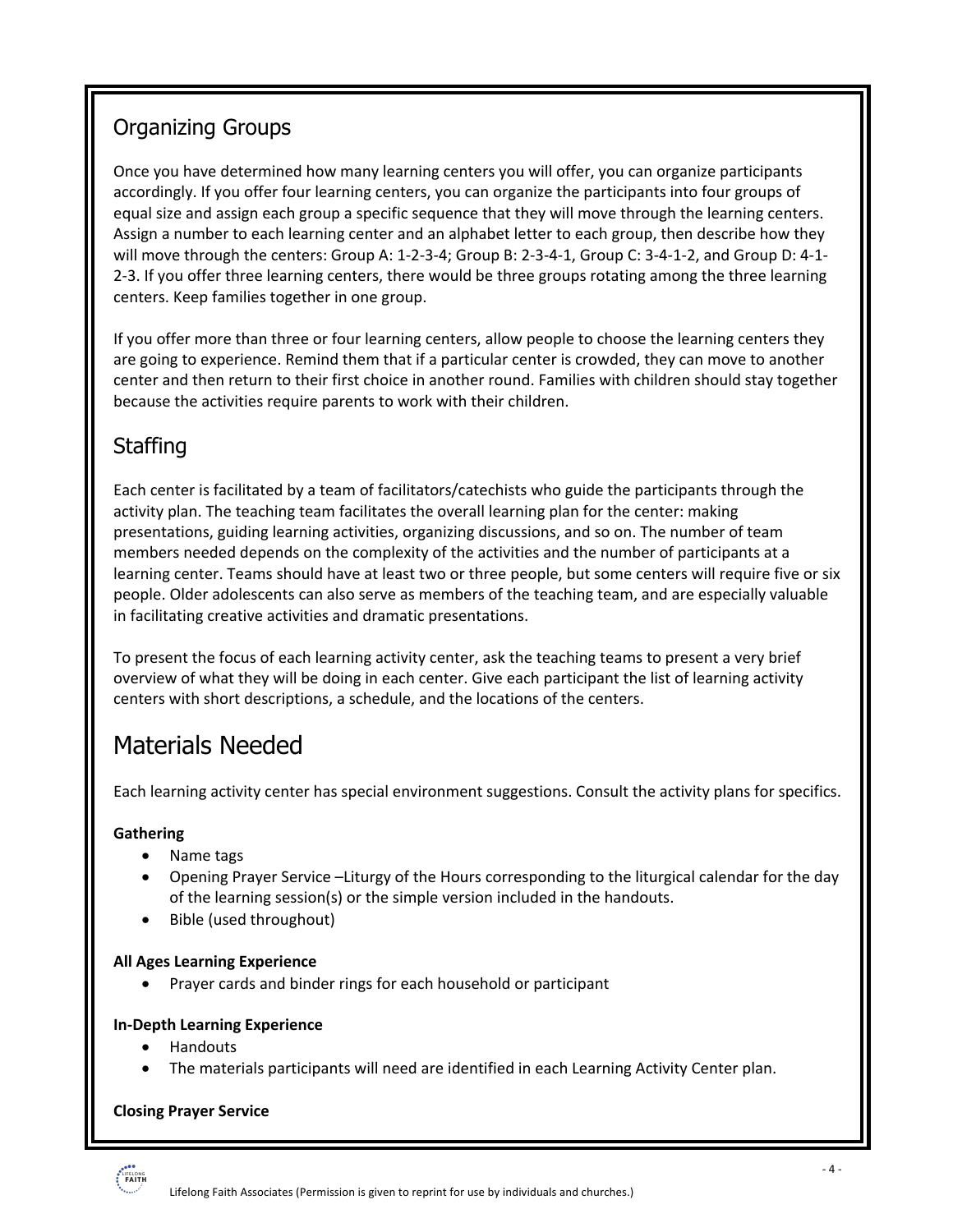## Organizing Groups

Once you have determined how many learning centers you will offer, you can organize participants accordingly. If you offer four learning centers, you can organize the participants into four groups of equal size and assign each group a specific sequence that they will move through the learning centers. Assign a number to each learning center and an alphabet letter to each group, then describe how they will move through the centers: Group A: 1-2-3-4; Group B: 2-3-4-1, Group C: 3-4-1-2, and Group D: 4-1-2-3. If you offer three learning centers, there would be three groups rotating among the three learning centers. Keep families together in one group.

If you offer more than three or four learning centers, allow people to choose the learning centers they are going to experience. Remind them that if a particular center is crowded, they can move to another center and then return to their first choice in another round. Families with children should stay together because the activities require parents to work with their children.

## Staffing

Each center is facilitated by a team of facilitators/catechists who guide the participants through the activity plan. The teaching team facilitates the overall learning plan for the center: making presentations, guiding learning activities, organizing discussions, and so on. The number of team members needed depends on the complexity of the activities and the number of participants at a learning center. Teams should have at least two or three people, but some centers will require five or six people. Older adolescents can also serve as members of the teaching team, and are especially valuable in facilitating creative activities and dramatic presentations.

To present the focus of each learning activity center, ask the teaching teams to present a very brief overview of what they will be doing in each center. Give each participant the list of learning activity centers with short descriptions, a schedule, and the locations of the centers.

# Materials Needed

Each learning activity center has special environment suggestions. Consult the activity plans for specifics.

**Gathering**

- Name tags
- Opening Prayer Service –Liturgy of the Hours corresponding to the liturgical calendar for the day of the learning session(s) or the simple version included in the handouts.
- Bible (used throughout)

**All Ages Learning Experience**

- Prayer cards and binder rings for each household or participant

**In-Depth Learning Experience**

- Handouts
- The materials participants will need are identified in each Learning Activity Center plan.

**Closing Prayer Service**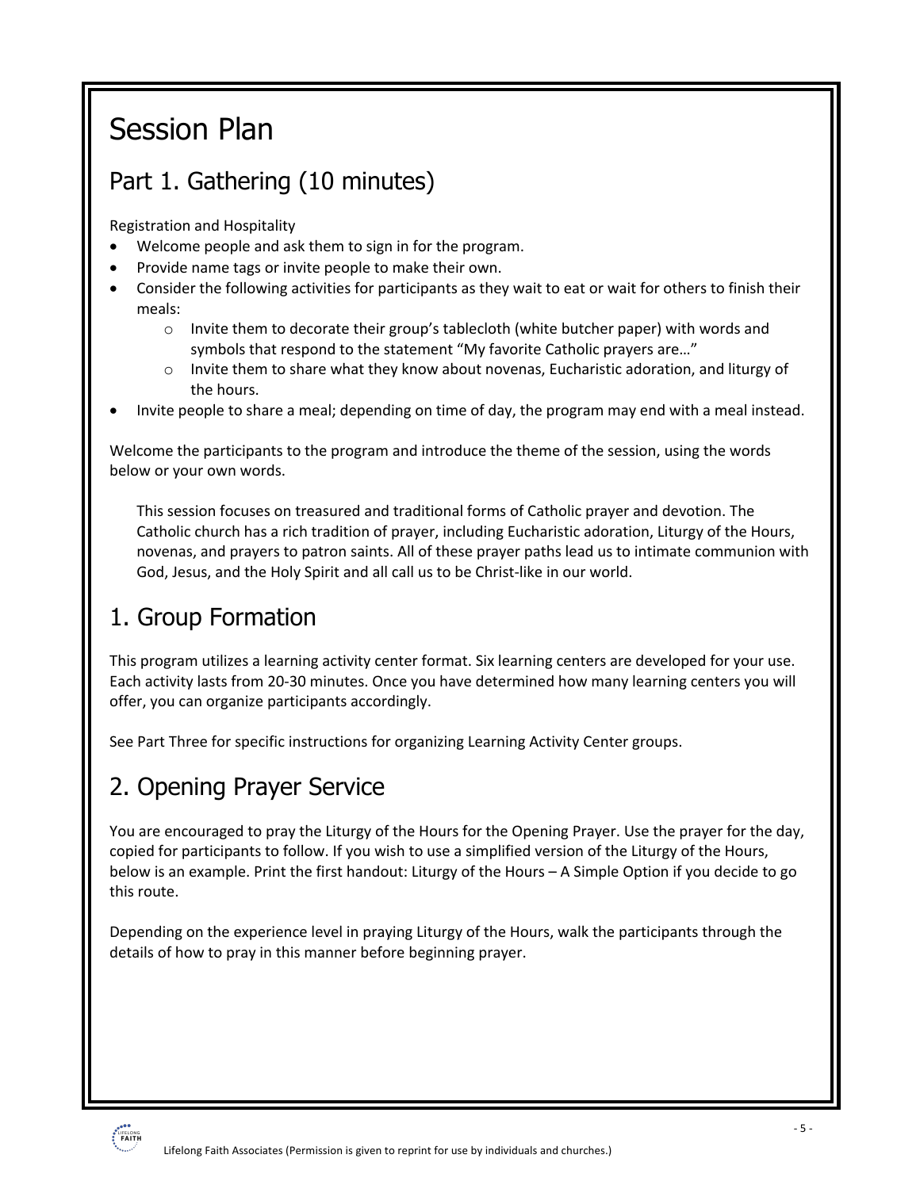# Session Plan

## Part 1. Gathering (10 minutes)

Registration and Hospitality

- Welcome people and ask them to sign in for the program.
- Provide name tags or invite people to make their own.
- Consider the following activities for participants as they wait to eat or wait for others to finish their meals:
    - Invite them to decorate their group's tablecloth (white butcher paper) with words and symbols that respond to the statement "My favorite Catholic prayers are…"
    - Invite them to share what they know about novenas, Eucharistic adoration, and liturgy of the hours.
- Invite people to share a meal; depending on time of day, the program may end with a meal instead.

Welcome the participants to the program and introduce the theme of the session, using the words below or your own words.

> This session focuses on treasured and traditional forms of Catholic prayer and devotion. The Catholic church has a rich tradition of prayer, including Eucharistic adoration, Liturgy of the Hours, novenas, and prayers to patron saints. All of these prayer paths lead us to intimate communion with God, Jesus, and the Holy Spirit and all call us to be Christ-like in our world.

## 1. Group Formation

This program utilizes a learning activity center format. Six learning centers are developed for your use. Each activity lasts from 20-30 minutes. Once you have determined how many learning centers you will offer, you can organize participants accordingly.

See Part Three for specific instructions for organizing Learning Activity Center groups.

## 2. Opening Prayer Service

You are encouraged to pray the Liturgy of the Hours for the Opening Prayer. Use the prayer for the day, copied for participants to follow. If you wish to use a simplified version of the Liturgy of the Hours, below is an example. Print the first handout: Liturgy of the Hours – A Simple Option if you decide to go this route.

Depending on the experience level in praying Liturgy of the Hours, walk the participants through the details of how to pray in this manner before beginning prayer.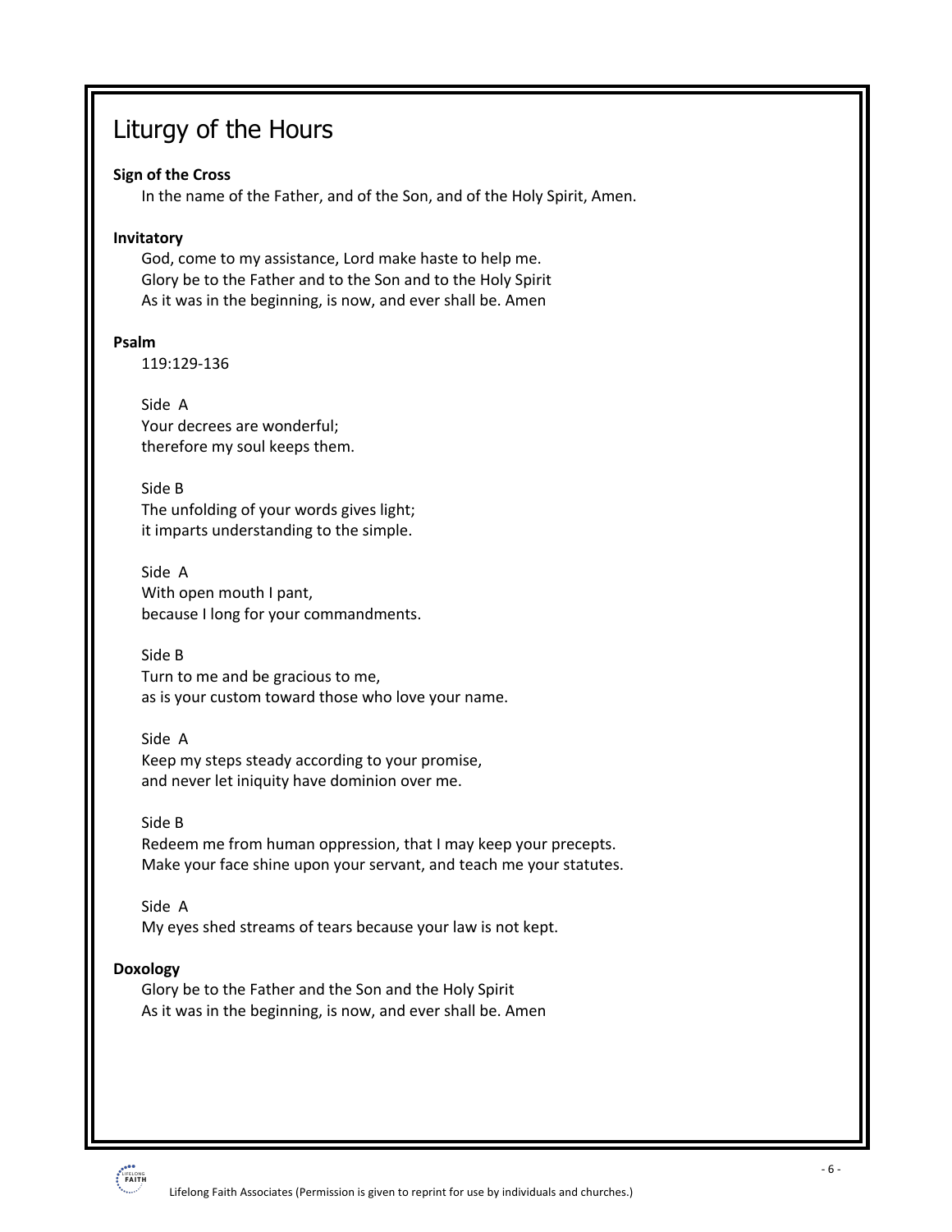# Liturgy of the Hours

**Sign of the Cross**

In the name of the Father, and of the Son, and of the Holy Spirit, Amen.

**Invitatory**

God, come to my assistance, Lord make haste to help me.
Glory be to the Father and to the Son and to the Holy Spirit
As it was in the beginning, is now, and ever shall be. Amen

**Psalm**

119:129-136

Side A
Your decrees are wonderful;
therefore my soul keeps them.

Side B
The unfolding of your words gives light;
it imparts understanding to the simple.

Side A
With open mouth I pant,
because I long for your commandments.

Side B
Turn to me and be gracious to me,
as is your custom toward those who love your name.

Side A
Keep my steps steady according to your promise,
and never let iniquity have dominion over me.

Side B
Redeem me from human oppression, that I may keep your precepts.
Make your face shine upon your servant, and teach me your statutes.

Side A
My eyes shed streams of tears because your law is not kept.

**Doxology**

Glory be to the Father and the Son and the Holy Spirit
As it was in the beginning, is now, and ever shall be. Amen

Lifelong Faith Associates (Permission is given to reprint for use by individuals and churches.)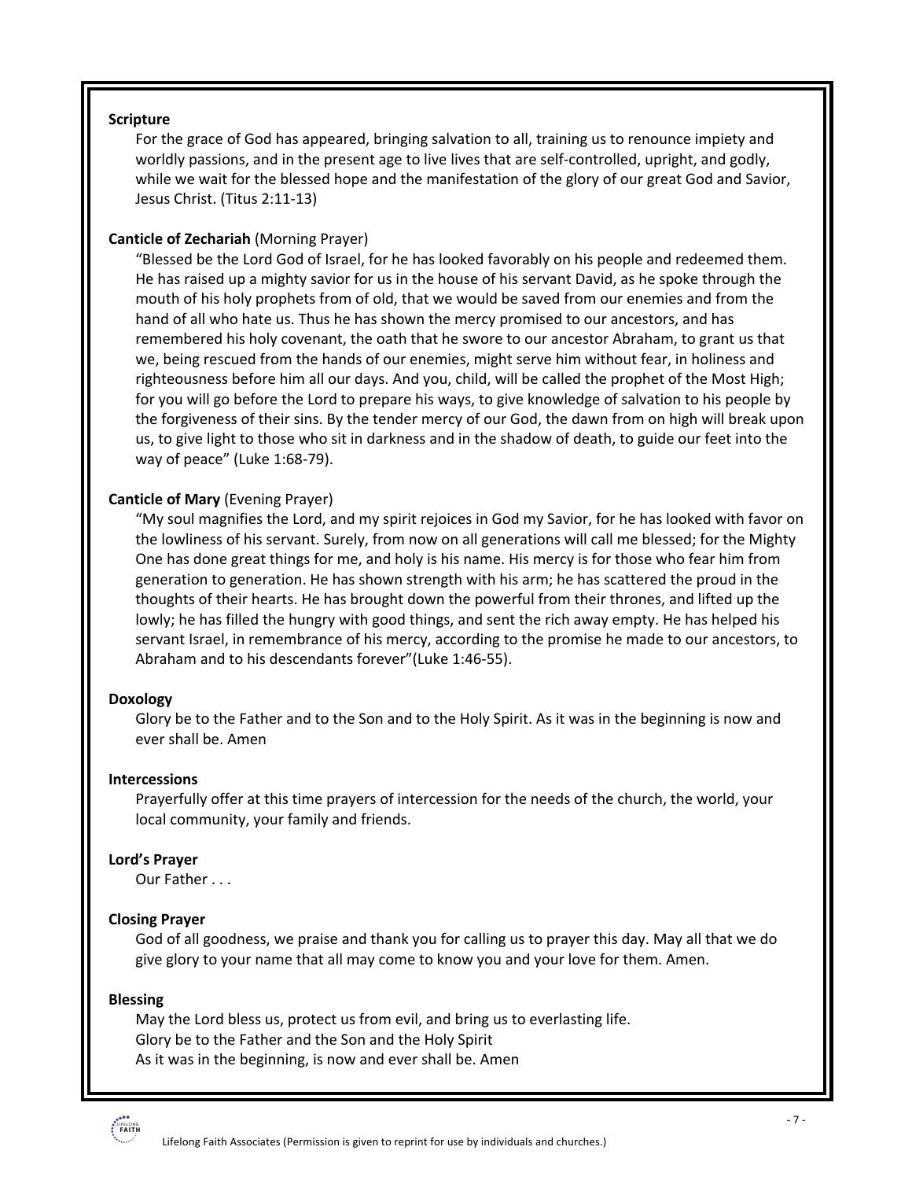**Scripture**

For the grace of God has appeared, bringing salvation to all, training us to renounce impiety and worldly passions, and in the present age to live lives that are self-controlled, upright, and godly, while we wait for the blessed hope and the manifestation of the glory of our great God and Savior, Jesus Christ. (Titus 2:11-13)

**Canticle of Zechariah** (Morning Prayer)

"Blessed be the Lord God of Israel, for he has looked favorably on his people and redeemed them. He has raised up a mighty savior for us in the house of his servant David, as he spoke through the mouth of his holy prophets from of old, that we would be saved from our enemies and from the hand of all who hate us. Thus he has shown the mercy promised to our ancestors, and has remembered his holy covenant, the oath that he swore to our ancestor Abraham, to grant us that we, being rescued from the hands of our enemies, might serve him without fear, in holiness and righteousness before him all our days. And you, child, will be called the prophet of the Most High; for you will go before the Lord to prepare his ways, to give knowledge of salvation to his people by the forgiveness of their sins. By the tender mercy of our God, the dawn from on high will break upon us, to give light to those who sit in darkness and in the shadow of death, to guide our feet into the way of peace" (Luke 1:68-79).

**Canticle of Mary** (Evening Prayer)

"My soul magnifies the Lord, and my spirit rejoices in God my Savior, for he has looked with favor on the lowliness of his servant. Surely, from now on all generations will call me blessed; for the Mighty One has done great things for me, and holy is his name. His mercy is for those who fear him from generation to generation. He has shown strength with his arm; he has scattered the proud in the thoughts of their hearts. He has brought down the powerful from their thrones, and lifted up the lowly; he has filled the hungry with good things, and sent the rich away empty. He has helped his servant Israel, in remembrance of his mercy, according to the promise he made to our ancestors, to Abraham and to his descendants forever"(Luke 1:46-55).

**Doxology**

Glory be to the Father and to the Son and to the Holy Spirit. As it was in the beginning is now and ever shall be. Amen

**Intercessions**

Prayerfully offer at this time prayers of intercession for the needs of the church, the world, your local community, your family and friends.

**Lord's Prayer**

Our Father . . .

**Closing Prayer**

God of all goodness, we praise and thank you for calling us to prayer this day. May all that we do give glory to your name that all may come to know you and your love for them. Amen.

**Blessing**

May the Lord bless us, protect us from evil, and bring us to everlasting life.
Glory be to the Father and the Son and the Holy Spirit
As it was in the beginning, is now and ever shall be. Amen

Lifelong Faith Associates (Permission is given to reprint for use by individuals and churches.)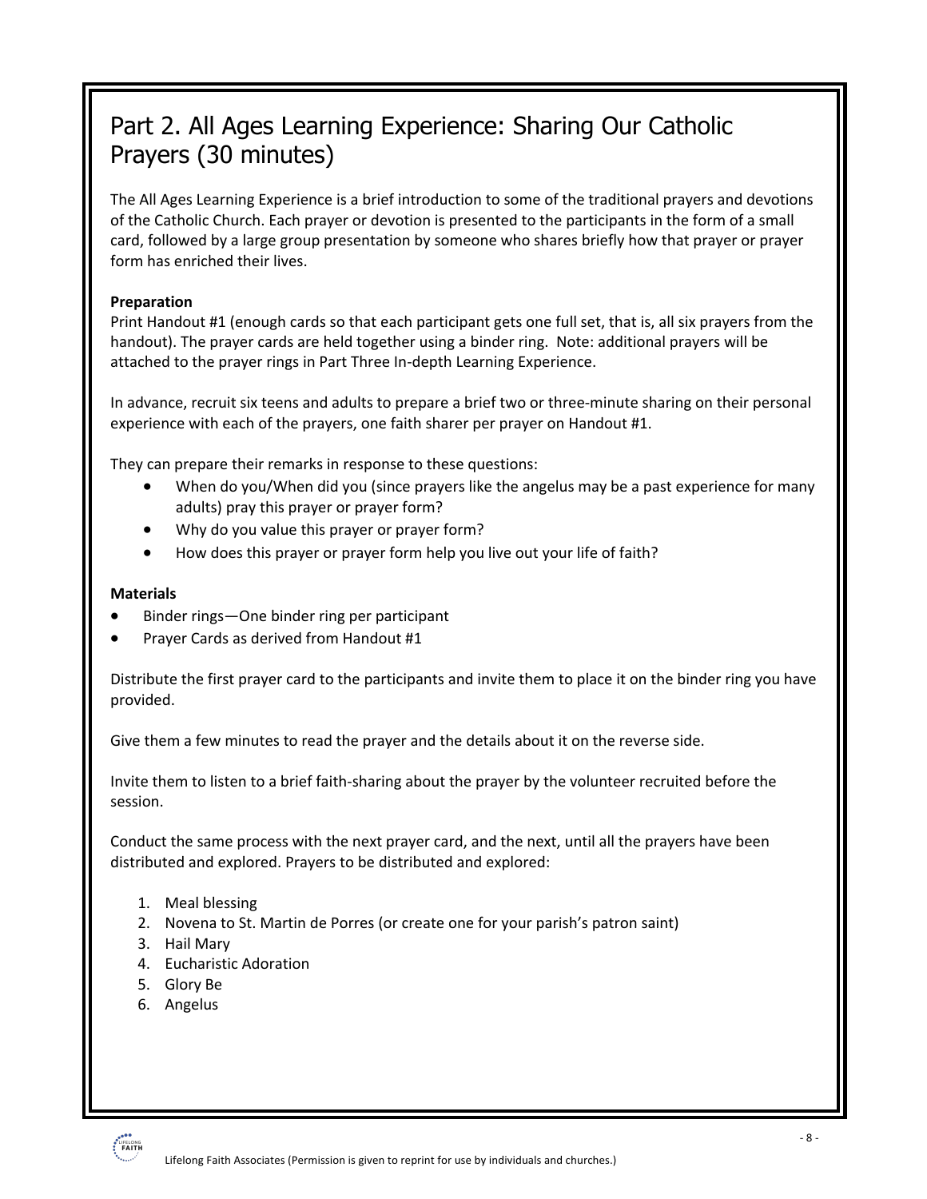## Part 2. All Ages Learning Experience: Sharing Our Catholic Prayers (30 minutes)

The All Ages Learning Experience is a brief introduction to some of the traditional prayers and devotions of the Catholic Church. Each prayer or devotion is presented to the participants in the form of a small card, followed by a large group presentation by someone who shares briefly how that prayer or prayer form has enriched their lives.

**Preparation**
Print Handout #1 (enough cards so that each participant gets one full set, that is, all six prayers from the handout). The prayer cards are held together using a binder ring. Note: additional prayers will be attached to the prayer rings in Part Three In-depth Learning Experience.

In advance, recruit six teens and adults to prepare a brief two or three-minute sharing on their personal experience with each of the prayers, one faith sharer per prayer on Handout #1.

They can prepare their remarks in response to these questions:

- When do you/When did you (since prayers like the angelus may be a past experience for many adults) pray this prayer or prayer form?
- Why do you value this prayer or prayer form?
- How does this prayer or prayer form help you live out your life of faith?

**Materials**

- Binder rings—One binder ring per participant
- Prayer Cards as derived from Handout #1

Distribute the first prayer card to the participants and invite them to place it on the binder ring you have provided.

Give them a few minutes to read the prayer and the details about it on the reverse side.

Invite them to listen to a brief faith-sharing about the prayer by the volunteer recruited before the session.

Conduct the same process with the next prayer card, and the next, until all the prayers have been distributed and explored. Prayers to be distributed and explored:

1. Meal blessing
2. Novena to St. Martin de Porres (or create one for your parish's patron saint)
3. Hail Mary
4. Eucharistic Adoration
5. Glory Be
6. Angelus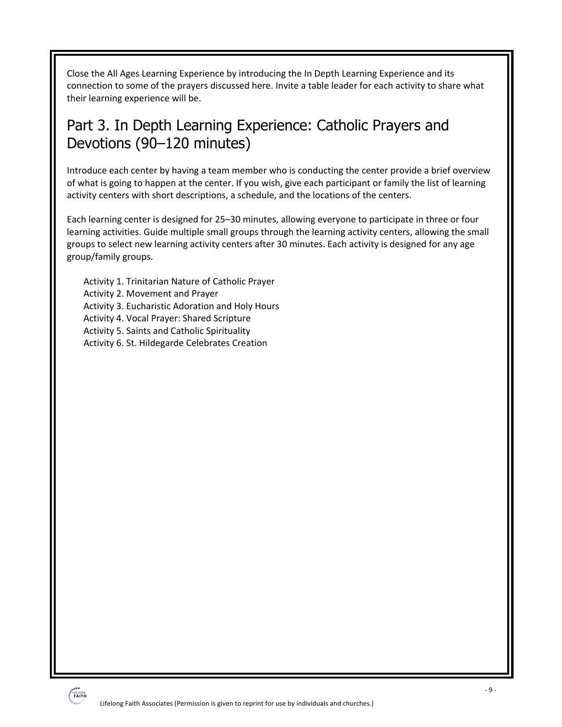Close the All Ages Learning Experience by introducing the In Depth Learning Experience and its connection to some of the prayers discussed here. Invite a table leader for each activity to share what their learning experience will be.

## Part 3. In Depth Learning Experience: Catholic Prayers and Devotions (90–120 minutes)

Introduce each center by having a team member who is conducting the center provide a brief overview of what is going to happen at the center. If you wish, give each participant or family the list of learning activity centers with short descriptions, a schedule, and the locations of the centers.

Each learning center is designed for 25–30 minutes, allowing everyone to participate in three or four learning activities. Guide multiple small groups through the learning activity centers, allowing the small groups to select new learning activity centers after 30 minutes. Each activity is designed for any age group/family groups.

Activity 1. Trinitarian Nature of Catholic Prayer
Activity 2. Movement and Prayer
Activity 3. Eucharistic Adoration and Holy Hours
Activity 4. Vocal Prayer: Shared Scripture
Activity 5. Saints and Catholic Spirituality
Activity 6. St. Hildegarde Celebrates Creation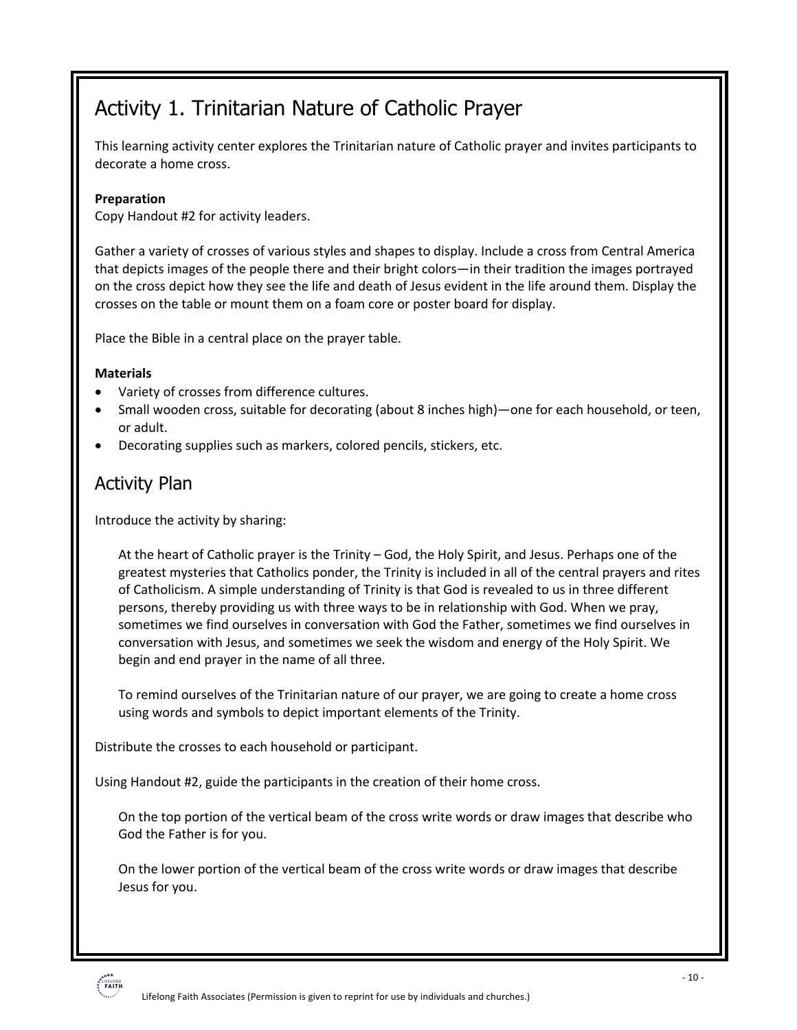## Activity 1. Trinitarian Nature of Catholic Prayer

This learning activity center explores the Trinitarian nature of Catholic prayer and invites participants to decorate a home cross.

**Preparation**
Copy Handout #2 for activity leaders.

Gather a variety of crosses of various styles and shapes to display. Include a cross from Central America that depicts images of the people there and their bright colors—in their tradition the images portrayed on the cross depict how they see the life and death of Jesus evident in the life around them. Display the crosses on the table or mount them on a foam core or poster board for display.

Place the Bible in a central place on the prayer table.

**Materials**

- Variety of crosses from difference cultures.
- Small wooden cross, suitable for decorating (about 8 inches high)—one for each household, or teen, or adult.
- Decorating supplies such as markers, colored pencils, stickers, etc.

## Activity Plan

Introduce the activity by sharing:

> At the heart of Catholic prayer is the Trinity – God, the Holy Spirit, and Jesus. Perhaps one of the greatest mysteries that Catholics ponder, the Trinity is included in all of the central prayers and rites of Catholicism. A simple understanding of Trinity is that God is revealed to us in three different persons, thereby providing us with three ways to be in relationship with God. When we pray, sometimes we find ourselves in conversation with God the Father, sometimes we find ourselves in conversation with Jesus, and sometimes we seek the wisdom and energy of the Holy Spirit. We begin and end prayer in the name of all three.
>
> To remind ourselves of the Trinitarian nature of our prayer, we are going to create a home cross using words and symbols to depict important elements of the Trinity.

Distribute the crosses to each household or participant.

Using Handout #2, guide the participants in the creation of their home cross.

> On the top portion of the vertical beam of the cross write words or draw images that describe who God the Father is for you.
>
> On the lower portion of the vertical beam of the cross write words or draw images that describe Jesus for you.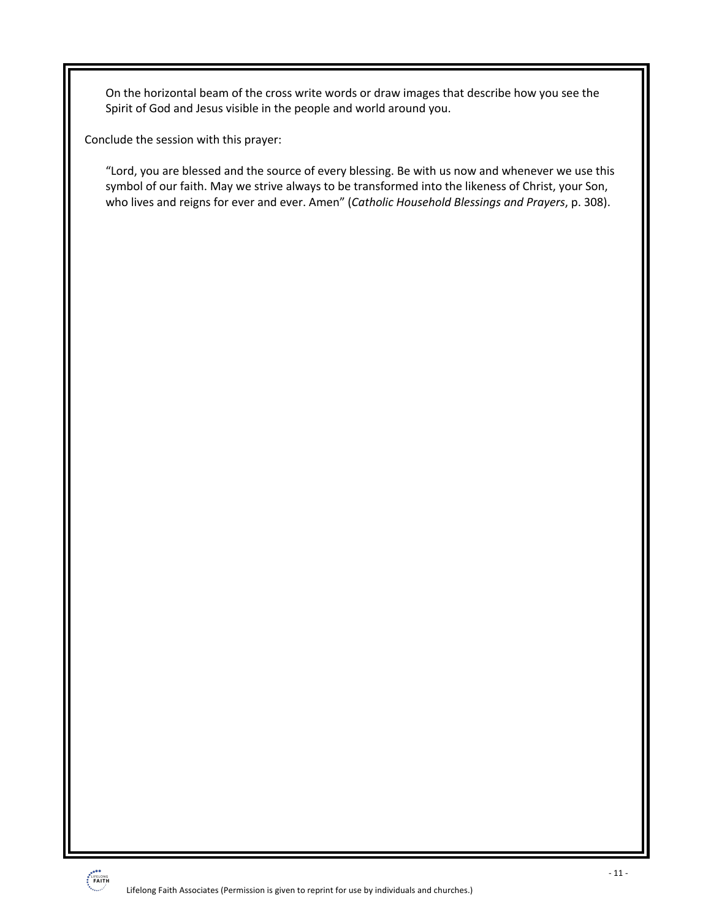On the horizontal beam of the cross write words or draw images that describe how you see the Spirit of God and Jesus visible in the people and world around you.

Conclude the session with this prayer:

"Lord, you are blessed and the source of every blessing. Be with us now and whenever we use this symbol of our faith. May we strive always to be transformed into the likeness of Christ, your Son, who lives and reigns for ever and ever. Amen" (*Catholic Household Blessings and Prayers*, p. 308).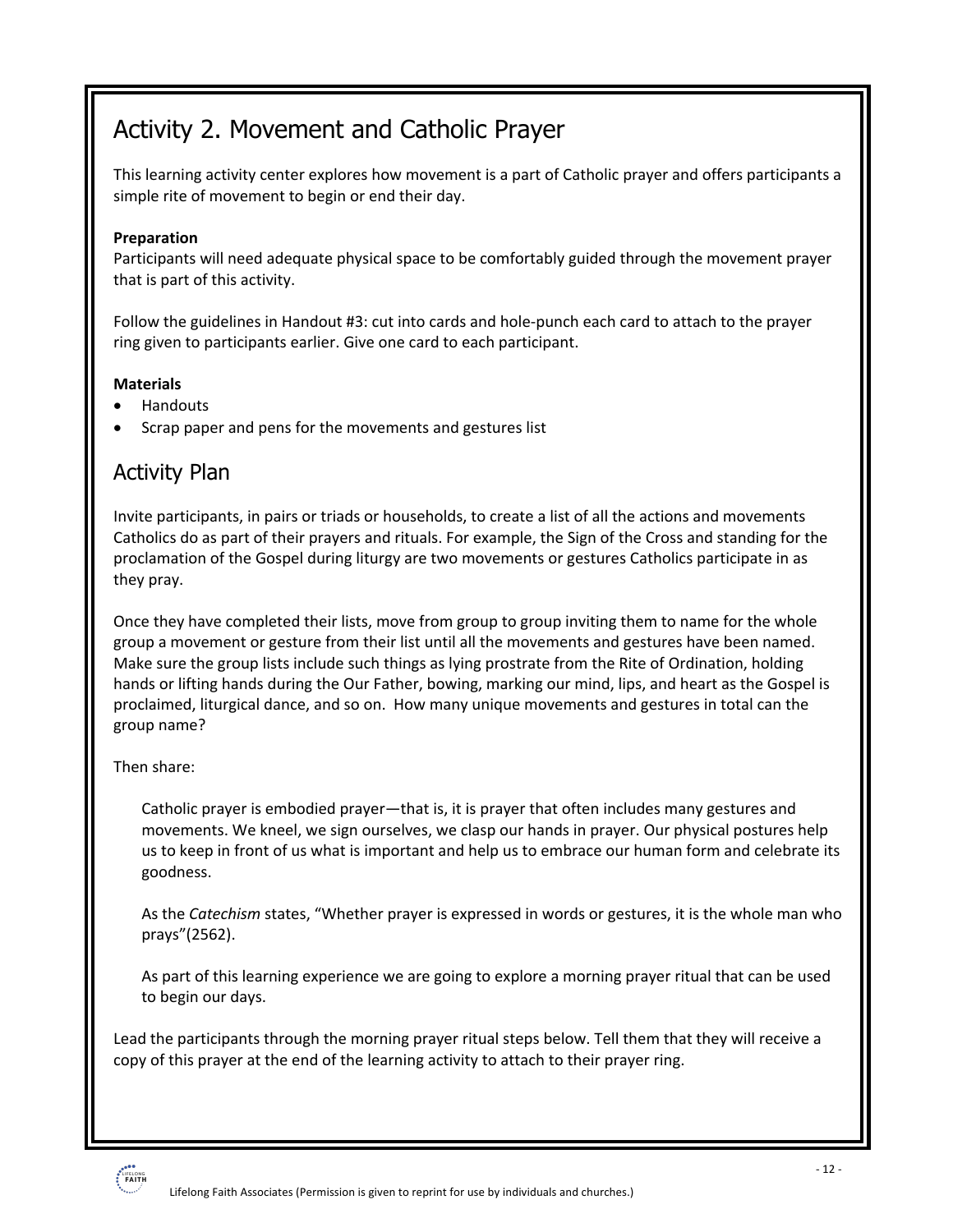# Activity 2. Movement and Catholic Prayer

This learning activity center explores how movement is a part of Catholic prayer and offers participants a simple rite of movement to begin or end their day.

**Preparation**

Participants will need adequate physical space to be comfortably guided through the movement prayer that is part of this activity.

Follow the guidelines in Handout #3: cut into cards and hole-punch each card to attach to the prayer ring given to participants earlier. Give one card to each participant.

**Materials**

- Handouts
- Scrap paper and pens for the movements and gestures list

## Activity Plan

Invite participants, in pairs or triads or households, to create a list of all the actions and movements Catholics do as part of their prayers and rituals. For example, the Sign of the Cross and standing for the proclamation of the Gospel during liturgy are two movements or gestures Catholics participate in as they pray.

Once they have completed their lists, move from group to group inviting them to name for the whole group a movement or gesture from their list until all the movements and gestures have been named. Make sure the group lists include such things as lying prostrate from the Rite of Ordination, holding hands or lifting hands during the Our Father, bowing, marking our mind, lips, and heart as the Gospel is proclaimed, liturgical dance, and so on. How many unique movements and gestures in total can the group name?

Then share:

> Catholic prayer is embodied prayer—that is, it is prayer that often includes many gestures and movements. We kneel, we sign ourselves, we clasp our hands in prayer. Our physical postures help us to keep in front of us what is important and help us to embrace our human form and celebrate its goodness.
>
> As the *Catechism* states, "Whether prayer is expressed in words or gestures, it is the whole man who prays"(2562).
>
> As part of this learning experience we are going to explore a morning prayer ritual that can be used to begin our days.

Lead the participants through the morning prayer ritual steps below. Tell them that they will receive a copy of this prayer at the end of the learning activity to attach to their prayer ring.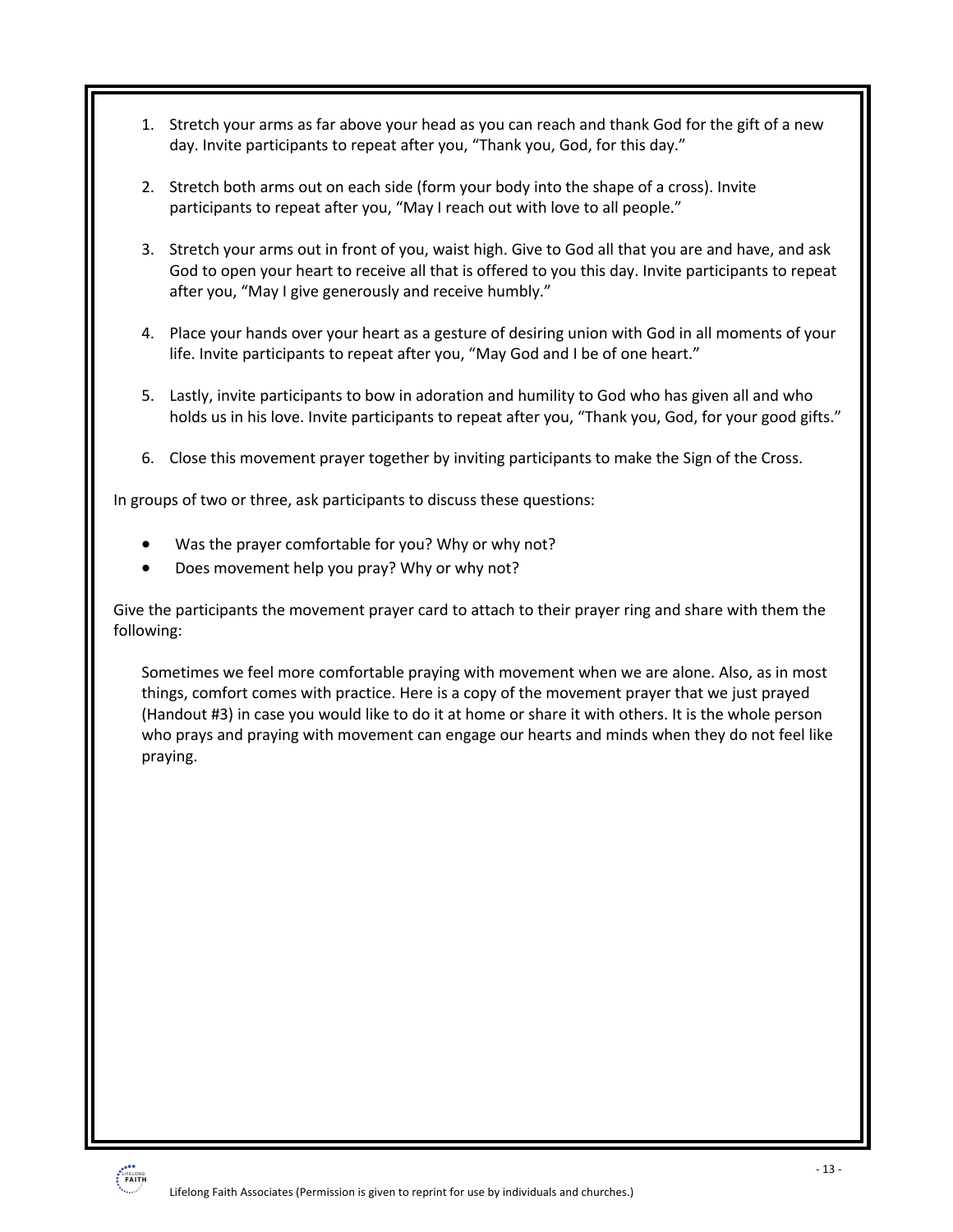1. Stretch your arms as far above your head as you can reach and thank God for the gift of a new day. Invite participants to repeat after you, "Thank you, God, for this day."

2. Stretch both arms out on each side (form your body into the shape of a cross). Invite participants to repeat after you, "May I reach out with love to all people."

3. Stretch your arms out in front of you, waist high. Give to God all that you are and have, and ask God to open your heart to receive all that is offered to you this day. Invite participants to repeat after you, "May I give generously and receive humbly."

4. Place your hands over your heart as a gesture of desiring union with God in all moments of your life. Invite participants to repeat after you, "May God and I be of one heart."

5. Lastly, invite participants to bow in adoration and humility to God who has given all and who holds us in his love. Invite participants to repeat after you, "Thank you, God, for your good gifts."

6. Close this movement prayer together by inviting participants to make the Sign of the Cross.

In groups of two or three, ask participants to discuss these questions:

- Was the prayer comfortable for you? Why or why not?
- Does movement help you pray? Why or why not?

Give the participants the movement prayer card to attach to their prayer ring and share with them the following:

> Sometimes we feel more comfortable praying with movement when we are alone. Also, as in most things, comfort comes with practice. Here is a copy of the movement prayer that we just prayed (Handout #3) in case you would like to do it at home or share it with others. It is the whole person who prays and praying with movement can engage our hearts and minds when they do not feel like praying.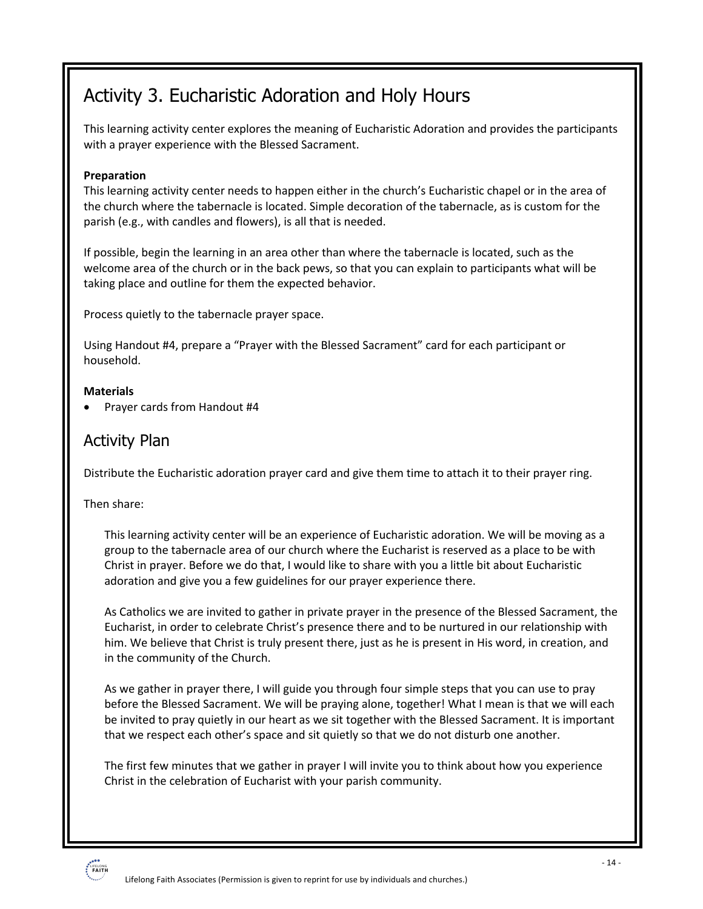## Activity 3. Eucharistic Adoration and Holy Hours

This learning activity center explores the meaning of Eucharistic Adoration and provides the participants with a prayer experience with the Blessed Sacrament.

**Preparation**

This learning activity center needs to happen either in the church's Eucharistic chapel or in the area of the church where the tabernacle is located. Simple decoration of the tabernacle, as is custom for the parish (e.g., with candles and flowers), is all that is needed.

If possible, begin the learning in an area other than where the tabernacle is located, such as the welcome area of the church or in the back pews, so that you can explain to participants what will be taking place and outline for them the expected behavior.

Process quietly to the tabernacle prayer space.

Using Handout #4, prepare a "Prayer with the Blessed Sacrament" card for each participant or household.

**Materials**

- Prayer cards from Handout #4

## Activity Plan

Distribute the Eucharistic adoration prayer card and give them time to attach it to their prayer ring.

Then share:

> This learning activity center will be an experience of Eucharistic adoration. We will be moving as a group to the tabernacle area of our church where the Eucharist is reserved as a place to be with Christ in prayer. Before we do that, I would like to share with you a little bit about Eucharistic adoration and give you a few guidelines for our prayer experience there.
>
> As Catholics we are invited to gather in private prayer in the presence of the Blessed Sacrament, the Eucharist, in order to celebrate Christ's presence there and to be nurtured in our relationship with him. We believe that Christ is truly present there, just as he is present in His word, in creation, and in the community of the Church.
>
> As we gather in prayer there, I will guide you through four simple steps that you can use to pray before the Blessed Sacrament. We will be praying alone, together! What I mean is that we will each be invited to pray quietly in our heart as we sit together with the Blessed Sacrament. It is important that we respect each other's space and sit quietly so that we do not disturb one another.
>
> The first few minutes that we gather in prayer I will invite you to think about how you experience Christ in the celebration of Eucharist with your parish community.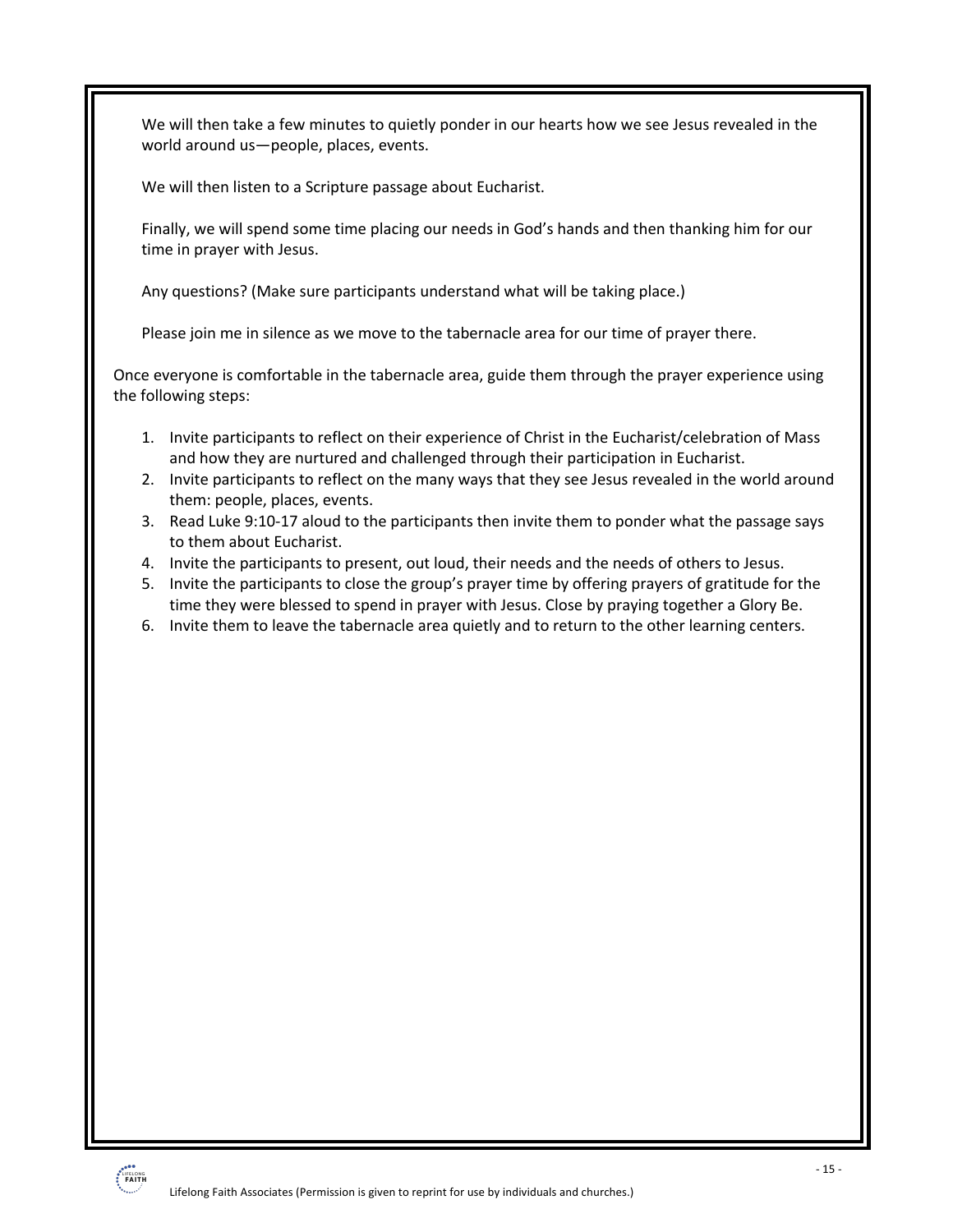We will then take a few minutes to quietly ponder in our hearts how we see Jesus revealed in the world around us—people, places, events.

We will then listen to a Scripture passage about Eucharist.

Finally, we will spend some time placing our needs in God's hands and then thanking him for our time in prayer with Jesus.

Any questions? (Make sure participants understand what will be taking place.)

Please join me in silence as we move to the tabernacle area for our time of prayer there.

Once everyone is comfortable in the tabernacle area, guide them through the prayer experience using the following steps:

1. Invite participants to reflect on their experience of Christ in the Eucharist/celebration of Mass and how they are nurtured and challenged through their participation in Eucharist.
2. Invite participants to reflect on the many ways that they see Jesus revealed in the world around them: people, places, events.
3. Read Luke 9:10-17 aloud to the participants then invite them to ponder what the passage says to them about Eucharist.
4. Invite the participants to present, out loud, their needs and the needs of others to Jesus.
5. Invite the participants to close the group's prayer time by offering prayers of gratitude for the time they were blessed to spend in prayer with Jesus. Close by praying together a Glory Be.
6. Invite them to leave the tabernacle area quietly and to return to the other learning centers.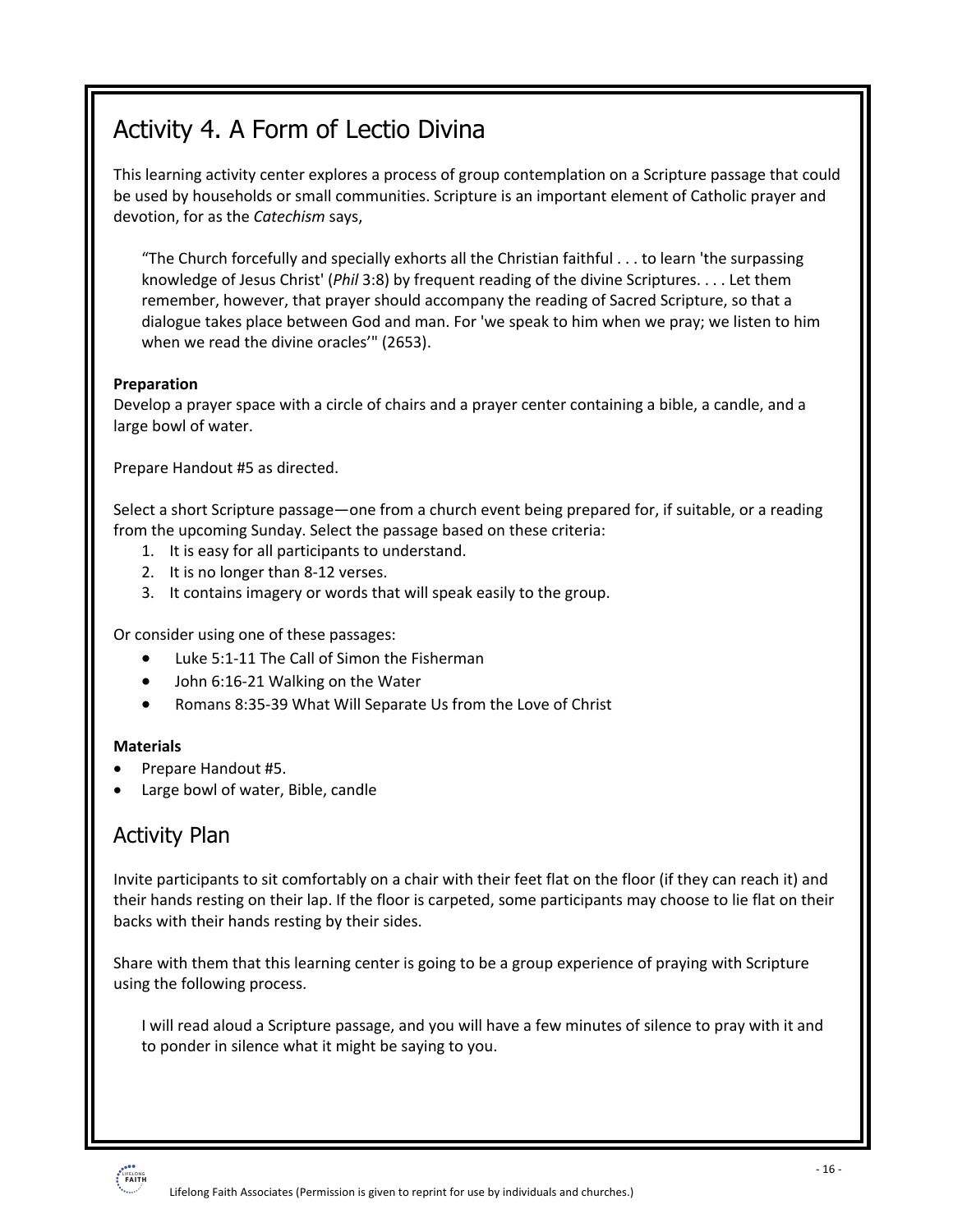## Activity 4. A Form of Lectio Divina

This learning activity center explores a process of group contemplation on a Scripture passage that could be used by households or small communities. Scripture is an important element of Catholic prayer and devotion, for as the *Catechism* says,

> "The Church forcefully and specially exhorts all the Christian faithful . . . to learn 'the surpassing knowledge of Jesus Christ' (*Phil* 3:8) by frequent reading of the divine Scriptures. . . . Let them remember, however, that prayer should accompany the reading of Sacred Scripture, so that a dialogue takes place between God and man. For 'we speak to him when we pray; we listen to him when we read the divine oracles'" (2653).

**Preparation**
Develop a prayer space with a circle of chairs and a prayer center containing a bible, a candle, and a large bowl of water.

Prepare Handout #5 as directed.

Select a short Scripture passage—one from a church event being prepared for, if suitable, or a reading from the upcoming Sunday. Select the passage based on these criteria:

1. It is easy for all participants to understand.
2. It is no longer than 8-12 verses.
3. It contains imagery or words that will speak easily to the group.

Or consider using one of these passages:

- Luke 5:1-11 The Call of Simon the Fisherman
- John 6:16-21 Walking on the Water
- Romans 8:35-39 What Will Separate Us from the Love of Christ

**Materials**

- Prepare Handout #5.
- Large bowl of water, Bible, candle

### Activity Plan

Invite participants to sit comfortably on a chair with their feet flat on the floor (if they can reach it) and their hands resting on their lap. If the floor is carpeted, some participants may choose to lie flat on their backs with their hands resting by their sides.

Share with them that this learning center is going to be a group experience of praying with Scripture using the following process.

> I will read aloud a Scripture passage, and you will have a few minutes of silence to pray with it and to ponder in silence what it might be saying to you.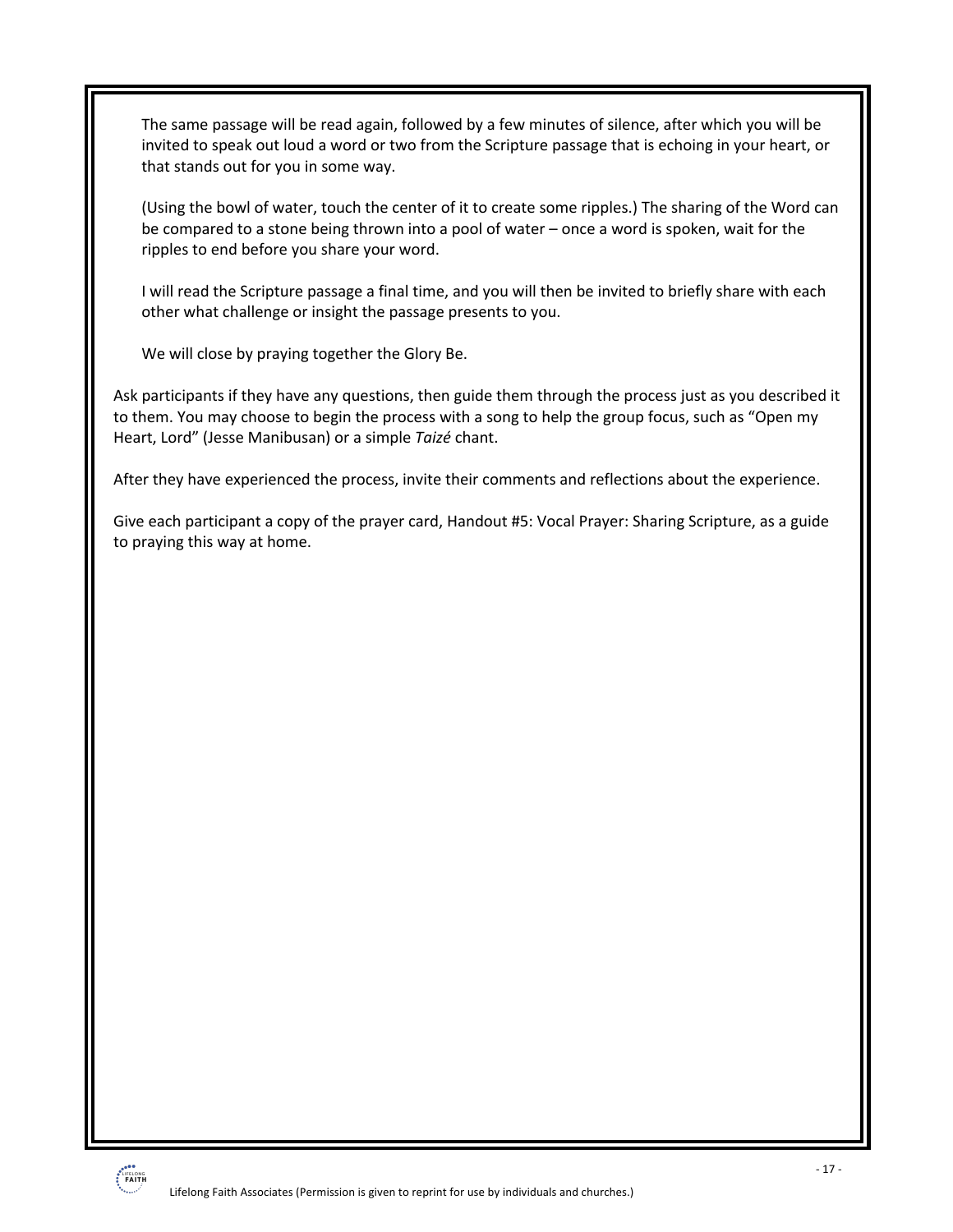The same passage will be read again, followed by a few minutes of silence, after which you will be invited to speak out loud a word or two from the Scripture passage that is echoing in your heart, or that stands out for you in some way.

(Using the bowl of water, touch the center of it to create some ripples.) The sharing of the Word can be compared to a stone being thrown into a pool of water – once a word is spoken, wait for the ripples to end before you share your word.

I will read the Scripture passage a final time, and you will then be invited to briefly share with each other what challenge or insight the passage presents to you.

We will close by praying together the Glory Be.

Ask participants if they have any questions, then guide them through the process just as you described it to them. You may choose to begin the process with a song to help the group focus, such as "Open my Heart, Lord" (Jesse Manibusan) or a simple *Taizé* chant.

After they have experienced the process, invite their comments and reflections about the experience.

Give each participant a copy of the prayer card, Handout #5: Vocal Prayer: Sharing Scripture, as a guide to praying this way at home.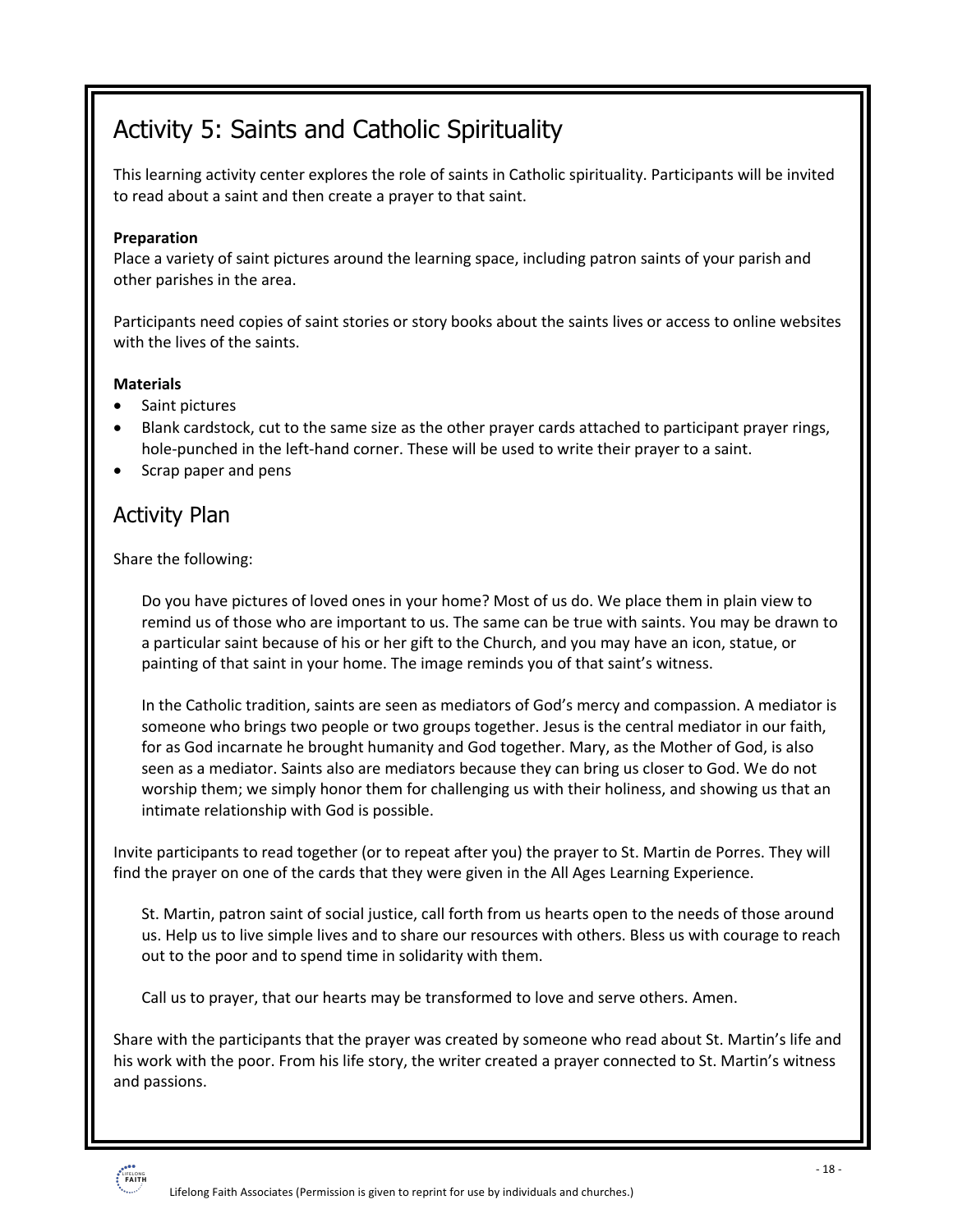## Activity 5: Saints and Catholic Spirituality

This learning activity center explores the role of saints in Catholic spirituality. Participants will be invited to read about a saint and then create a prayer to that saint.

**Preparation**

Place a variety of saint pictures around the learning space, including patron saints of your parish and other parishes in the area.

Participants need copies of saint stories or story books about the saints lives or access to online websites with the lives of the saints.

**Materials**

- Saint pictures
- Blank cardstock, cut to the same size as the other prayer cards attached to participant prayer rings, hole-punched in the left-hand corner. These will be used to write their prayer to a saint.
- Scrap paper and pens

### Activity Plan

Share the following:

> Do you have pictures of loved ones in your home? Most of us do. We place them in plain view to remind us of those who are important to us. The same can be true with saints. You may be drawn to a particular saint because of his or her gift to the Church, and you may have an icon, statue, or painting of that saint in your home. The image reminds you of that saint's witness.
>
> In the Catholic tradition, saints are seen as mediators of God's mercy and compassion. A mediator is someone who brings two people or two groups together. Jesus is the central mediator in our faith, for as God incarnate he brought humanity and God together. Mary, as the Mother of God, is also seen as a mediator. Saints also are mediators because they can bring us closer to God. We do not worship them; we simply honor them for challenging us with their holiness, and showing us that an intimate relationship with God is possible.

Invite participants to read together (or to repeat after you) the prayer to St. Martin de Porres. They will find the prayer on one of the cards that they were given in the All Ages Learning Experience.

> St. Martin, patron saint of social justice, call forth from us hearts open to the needs of those around us. Help us to live simple lives and to share our resources with others. Bless us with courage to reach out to the poor and to spend time in solidarity with them.
>
> Call us to prayer, that our hearts may be transformed to love and serve others. Amen.

Share with the participants that the prayer was created by someone who read about St. Martin's life and his work with the poor. From his life story, the writer created a prayer connected to St. Martin's witness and passions.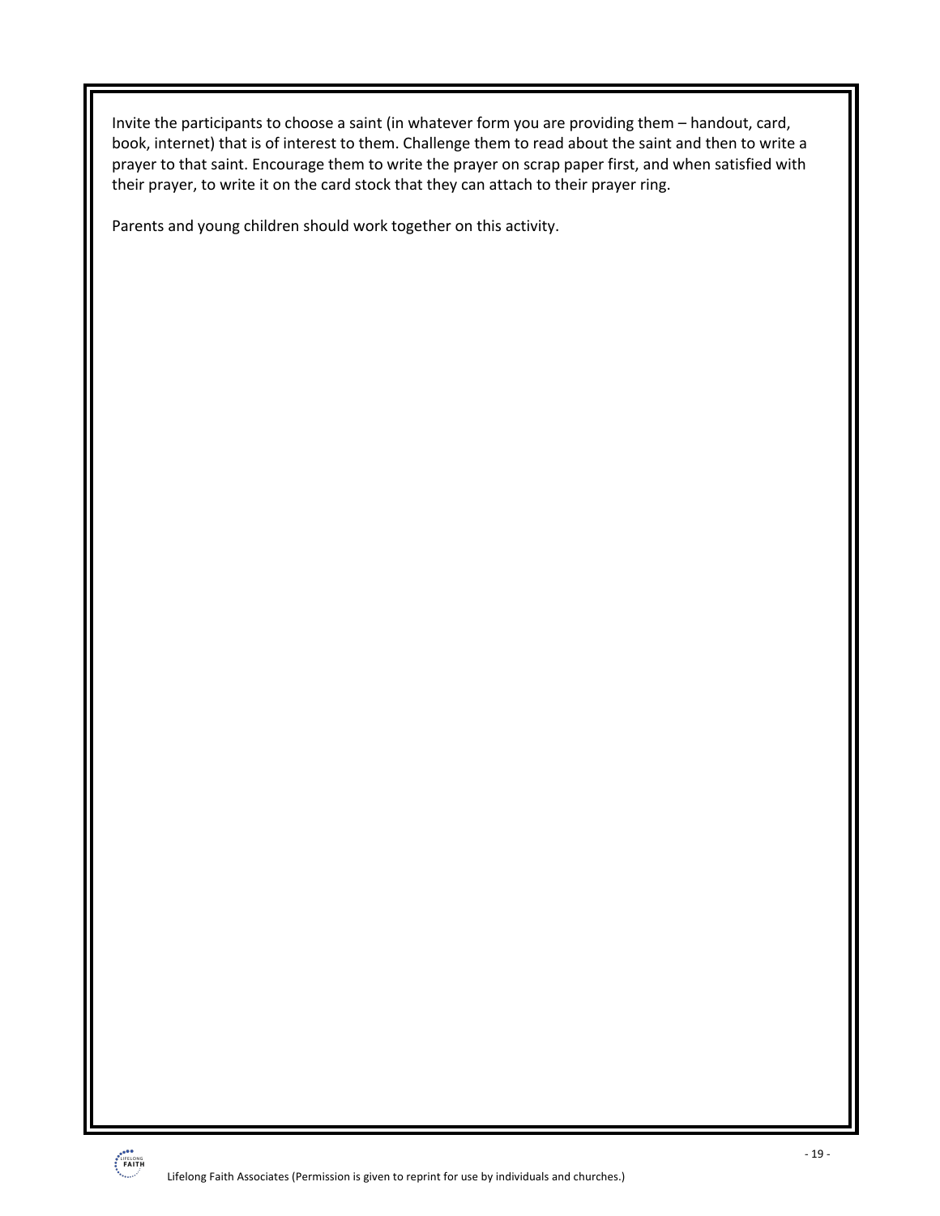Invite the participants to choose a saint (in whatever form you are providing them – handout, card, book, internet) that is of interest to them. Challenge them to read about the saint and then to write a prayer to that saint. Encourage them to write the prayer on scrap paper first, and when satisfied with their prayer, to write it on the card stock that they can attach to their prayer ring.

Parents and young children should work together on this activity.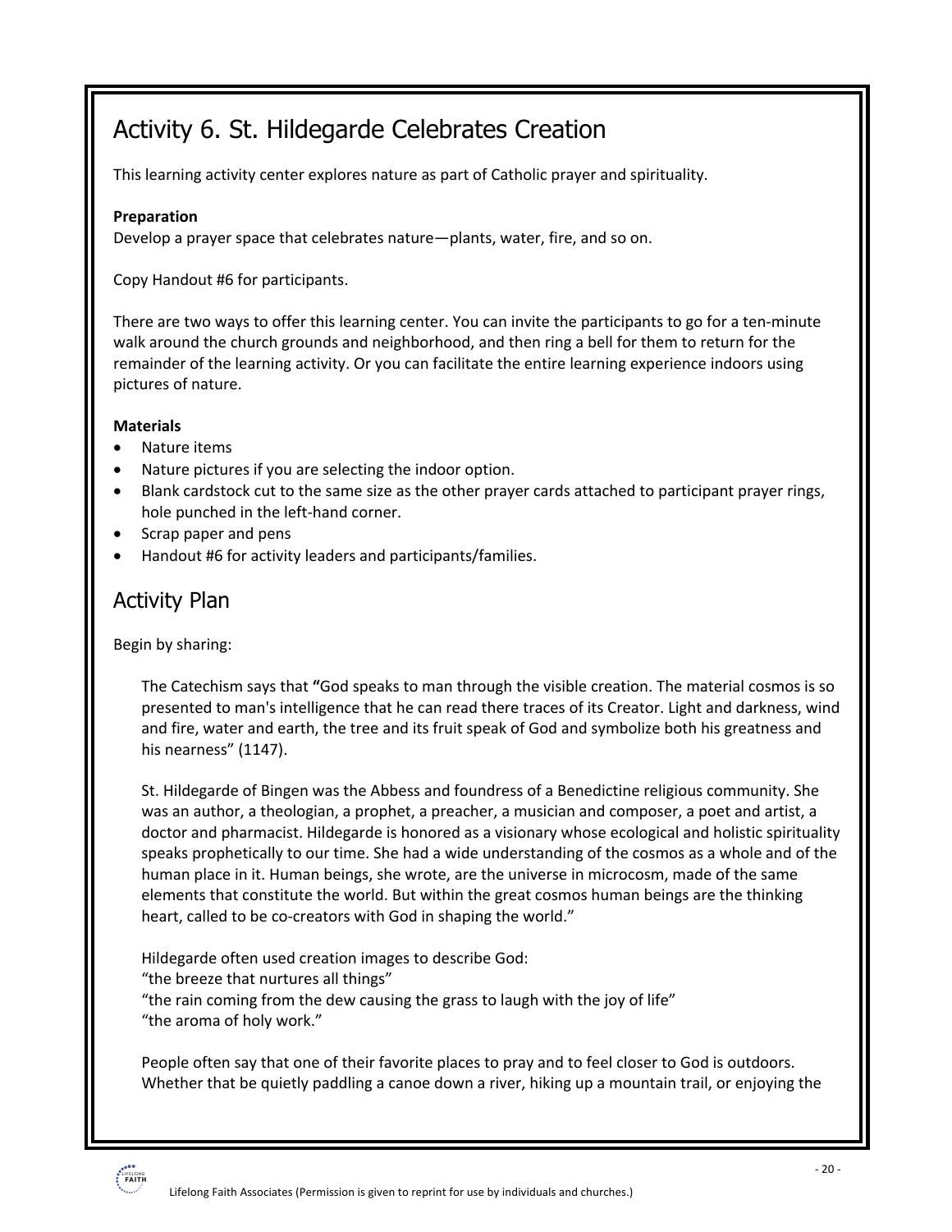## Activity 6. St. Hildegarde Celebrates Creation

This learning activity center explores nature as part of Catholic prayer and spirituality.

**Preparation**

Develop a prayer space that celebrates nature—plants, water, fire, and so on.

Copy Handout #6 for participants.

There are two ways to offer this learning center. You can invite the participants to go for a ten-minute walk around the church grounds and neighborhood, and then ring a bell for them to return for the remainder of the learning activity. Or you can facilitate the entire learning experience indoors using pictures of nature.

**Materials**

- Nature items
- Nature pictures if you are selecting the indoor option.
- Blank cardstock cut to the same size as the other prayer cards attached to participant prayer rings, hole punched in the left-hand corner.
- Scrap paper and pens
- Handout #6 for activity leaders and participants/families.

## Activity Plan

Begin by sharing:

The Catechism says that **"**God speaks to man through the visible creation. The material cosmos is so presented to man's intelligence that he can read there traces of its Creator. Light and darkness, wind and fire, water and earth, the tree and its fruit speak of God and symbolize both his greatness and his nearness" (1147).

St. Hildegarde of Bingen was the Abbess and foundress of a Benedictine religious community. She was an author, a theologian, a prophet, a preacher, a musician and composer, a poet and artist, a doctor and pharmacist. Hildegarde is honored as a visionary whose ecological and holistic spirituality speaks prophetically to our time. She had a wide understanding of the cosmos as a whole and of the human place in it. Human beings, she wrote, are the universe in microcosm, made of the same elements that constitute the world. But within the great cosmos human beings are the thinking heart, called to be co-creators with God in shaping the world."

Hildegarde often used creation images to describe God:
"the breeze that nurtures all things"
"the rain coming from the dew causing the grass to laugh with the joy of life"
"the aroma of holy work."

People often say that one of their favorite places to pray and to feel closer to God is outdoors. Whether that be quietly paddling a canoe down a river, hiking up a mountain trail, or enjoying the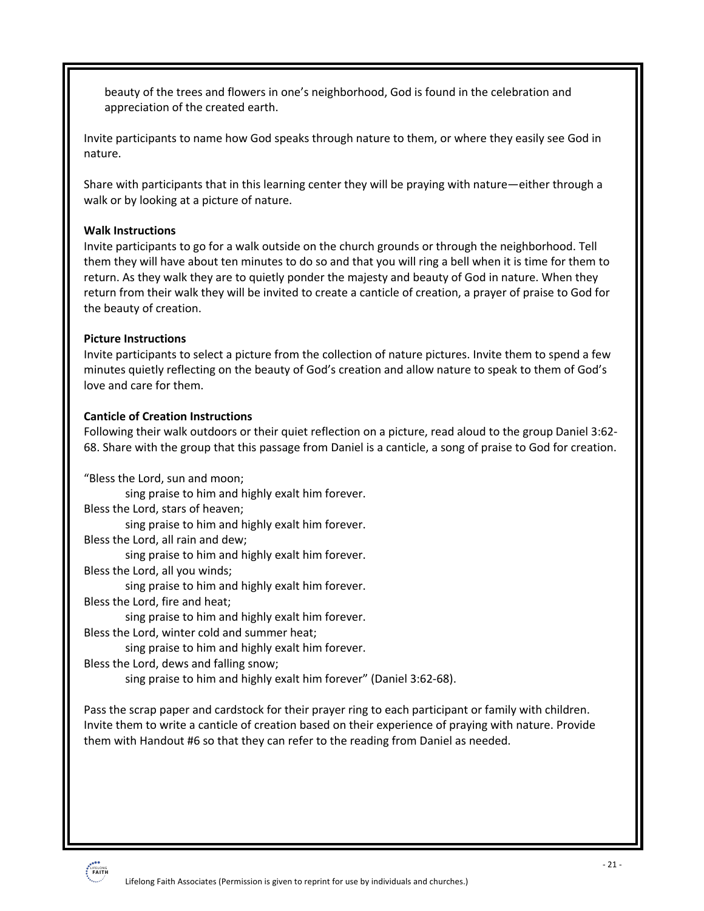beauty of the trees and flowers in one's neighborhood, God is found in the celebration and appreciation of the created earth.

Invite participants to name how God speaks through nature to them, or where they easily see God in nature.

Share with participants that in this learning center they will be praying with nature—either through a walk or by looking at a picture of nature.

**Walk Instructions**
Invite participants to go for a walk outside on the church grounds or through the neighborhood. Tell them they will have about ten minutes to do so and that you will ring a bell when it is time for them to return. As they walk they are to quietly ponder the majesty and beauty of God in nature. When they return from their walk they will be invited to create a canticle of creation, a prayer of praise to God for the beauty of creation.

**Picture Instructions**
Invite participants to select a picture from the collection of nature pictures. Invite them to spend a few minutes quietly reflecting on the beauty of God's creation and allow nature to speak to them of God's love and care for them.

**Canticle of Creation Instructions**
Following their walk outdoors or their quiet reflection on a picture, read aloud to the group Daniel 3:62-68. Share with the group that this passage from Daniel is a canticle, a song of praise to God for creation.

"Bless the Lord, sun and moon;
&nbsp;&nbsp;&nbsp;&nbsp;sing praise to him and highly exalt him forever.
Bless the Lord, stars of heaven;
&nbsp;&nbsp;&nbsp;&nbsp;sing praise to him and highly exalt him forever.
Bless the Lord, all rain and dew;
&nbsp;&nbsp;&nbsp;&nbsp;sing praise to him and highly exalt him forever.
Bless the Lord, all you winds;
&nbsp;&nbsp;&nbsp;&nbsp;sing praise to him and highly exalt him forever.
Bless the Lord, fire and heat;
&nbsp;&nbsp;&nbsp;&nbsp;sing praise to him and highly exalt him forever.
Bless the Lord, winter cold and summer heat;
&nbsp;&nbsp;&nbsp;&nbsp;sing praise to him and highly exalt him forever.
Bless the Lord, dews and falling snow;
&nbsp;&nbsp;&nbsp;&nbsp;sing praise to him and highly exalt him forever" (Daniel 3:62-68).

Pass the scrap paper and cardstock for their prayer ring to each participant or family with children. Invite them to write a canticle of creation based on their experience of praying with nature. Provide them with Handout #6 so that they can refer to the reading from Daniel as needed.

Lifelong Faith Associates (Permission is given to reprint for use by individuals and churches.)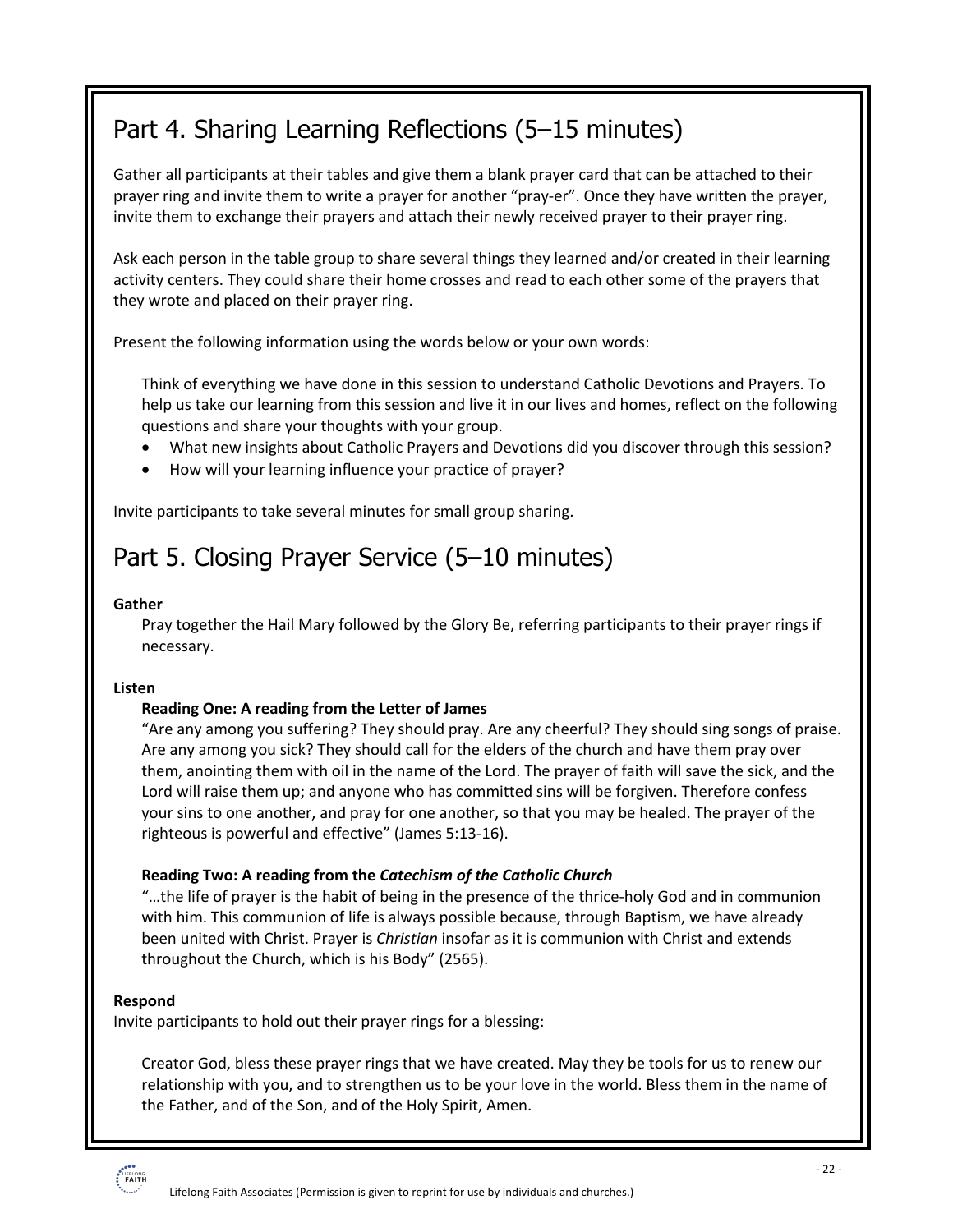## Part 4. Sharing Learning Reflections (5–15 minutes)

Gather all participants at their tables and give them a blank prayer card that can be attached to their prayer ring and invite them to write a prayer for another "pray-er". Once they have written the prayer, invite them to exchange their prayers and attach their newly received prayer to their prayer ring.

Ask each person in the table group to share several things they learned and/or created in their learning activity centers. They could share their home crosses and read to each other some of the prayers that they wrote and placed on their prayer ring.

Present the following information using the words below or your own words:

> Think of everything we have done in this session to understand Catholic Devotions and Prayers. To help us take our learning from this session and live it in our lives and homes, reflect on the following questions and share your thoughts with your group.
>
> - What new insights about Catholic Prayers and Devotions did you discover through this session?
> - How will your learning influence your practice of prayer?

Invite participants to take several minutes for small group sharing.

## Part 5. Closing Prayer Service (5–10 minutes)

**Gather**

Pray together the Hail Mary followed by the Glory Be, referring participants to their prayer rings if necessary.

**Listen**

**Reading One: A reading from the Letter of James**

"Are any among you suffering? They should pray. Are any cheerful? They should sing songs of praise. Are any among you sick? They should call for the elders of the church and have them pray over them, anointing them with oil in the name of the Lord. The prayer of faith will save the sick, and the Lord will raise them up; and anyone who has committed sins will be forgiven. Therefore confess your sins to one another, and pray for one another, so that you may be healed. The prayer of the righteous is powerful and effective" (James 5:13-16).

**Reading Two: A reading from the *Catechism of the Catholic Church***

"…the life of prayer is the habit of being in the presence of the thrice-holy God and in communion with him. This communion of life is always possible because, through Baptism, we have already been united with Christ. Prayer is *Christian* insofar as it is communion with Christ and extends throughout the Church, which is his Body" (2565).

**Respond**

Invite participants to hold out their prayer rings for a blessing:

> Creator God, bless these prayer rings that we have created. May they be tools for us to renew our relationship with you, and to strengthen us to be your love in the world. Bless them in the name of the Father, and of the Son, and of the Holy Spirit, Amen.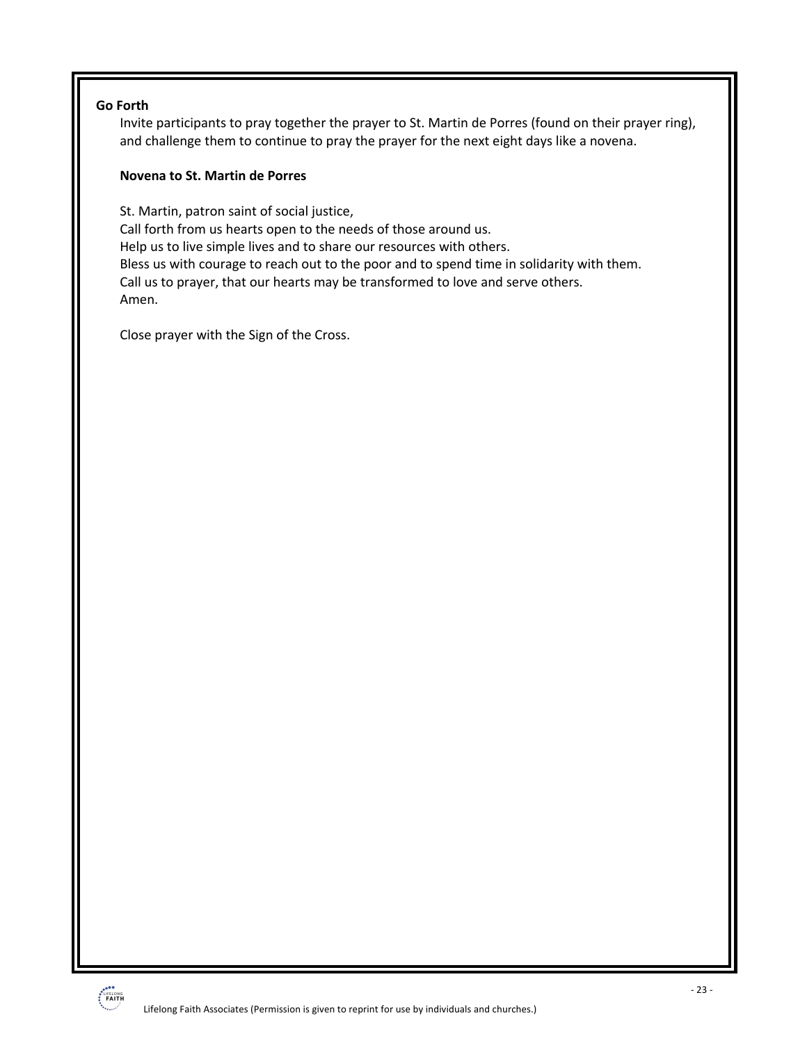**Go Forth**

Invite participants to pray together the prayer to St. Martin de Porres (found on their prayer ring), and challenge them to continue to pray the prayer for the next eight days like a novena.

**Novena to St. Martin de Porres**

St. Martin, patron saint of social justice,
Call forth from us hearts open to the needs of those around us.
Help us to live simple lives and to share our resources with others.
Bless us with courage to reach out to the poor and to spend time in solidarity with them.
Call us to prayer, that our hearts may be transformed to love and serve others.
Amen.

Close prayer with the Sign of the Cross.

Lifelong Faith Associates (Permission is given to reprint for use by individuals and churches.)